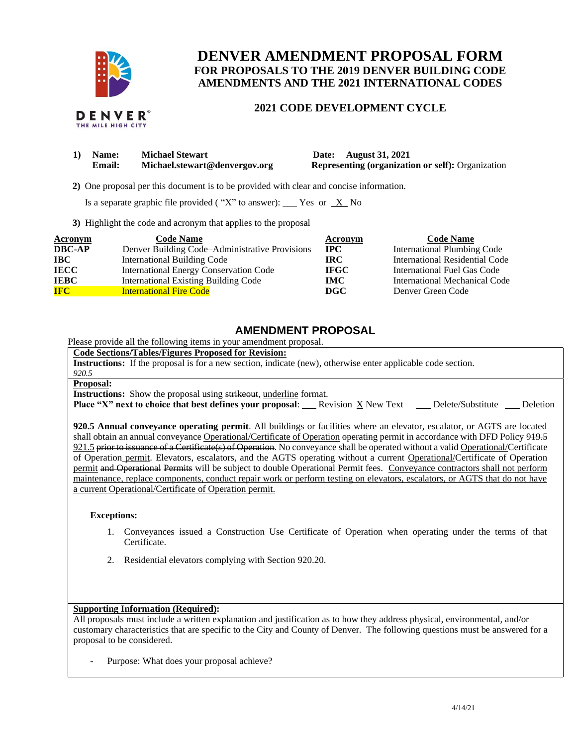# DENVER AMENDMENT PROPOSAL FORM

## FOR PROPOSALS TO THE 2019 DENVER BUILDING CODE AMENDMENTS AND THE 2021 INTERNATIONAL CODES

### 2021 CODE DEVELOPMENT CYCLE

**1) Name:** **Michael Stewart** **Date:** **August 31, 2021**
**Email:** **Michael.stewart@denvergov.org** **Representing (organization or self):** Organization

**2)** One proposal per this document is to be provided with clear and concise information.

Is a separate graphic file provided ( "X" to answer): ___ Yes or \_X\_ No

**3)** Highlight the code and acronym that applies to the proposal

| Acronym | Code Name | Acronym | Code Name |
|---|---|---|---|
| **DBC-AP** | Denver Building Code–Administrative Provisions | **IPC** | International Plumbing Code |
| **IBC** | International Building Code | **IRC** | International Residential Code |
| **IECC** | International Energy Conservation Code | **IFGC** | International Fuel Gas Code |
| **IEBC** | International Existing Building Code | **IMC** | International Mechanical Code |
| **IFC** | International Fire Code | **DGC** | Denver Green Code |

## AMENDMENT PROPOSAL

Please provide all the following items in your amendment proposal.

**Code Sections/Tables/Figures Proposed for Revision:**

**Instructions:** If the proposal is for a new section, indicate (new), otherwise enter applicable code section.

*920.5*

**Proposal:**

**Instructions:** Show the proposal using ~~strikeout~~, <u>underline</u> format.

**Place "X" next to choice that best defines your proposal**: ___ Revision X New Text ___ Delete/Substitute ___ Deletion

**920.5 Annual conveyance operating permit**. All buildings or facilities where an elevator, escalator, or AGTS are located shall obtain an annual conveyance <u>Operational/Certificate of Operation</u> ~~operating~~ permit in accordance with DFD Policy ~~919.5~~ <u>921.5</u> ~~prior to issuance of a Certificate(s) of Operation~~. No conveyance shall be operated without a valid <u>Operational/</u>Certificate of Operation<u> permit</u>. Elevators, escalators, and the AGTS operating without a current <u>Operational/</u>Certificate of Operation <u>permit</u> ~~and Operational~~ ~~Permits~~ will be subject to double Operational Permit fees. <u>Conveyance contractors shall not perform maintenance, replace components, conduct repair work or perform testing on elevators, escalators, or AGTS that do not have a current Operational/Certificate of Operation permit.</u>

**Exceptions:**

1. Conveyances issued a Construction Use Certificate of Operation when operating under the terms of that Certificate.
2. Residential elevators complying with Section 920.20.

**Supporting Information (Required):**

All proposals must include a written explanation and justification as to how they address physical, environmental, and/or customary characteristics that are specific to the City and County of Denver. The following questions must be answered for a proposal to be considered.

- Purpose: What does your proposal achieve?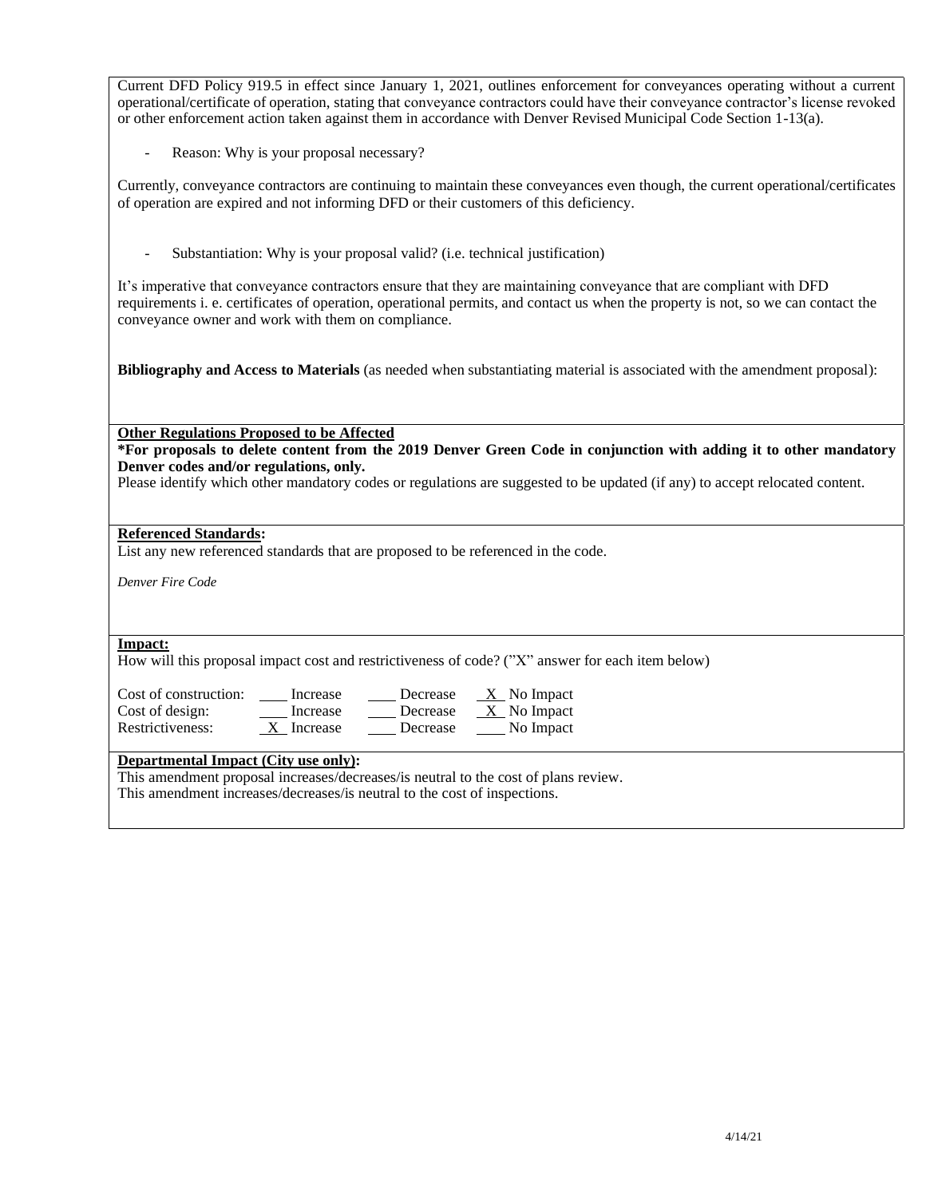Current DFD Policy 919.5 in effect since January 1, 2021, outlines enforcement for conveyances operating without a current operational/certificate of operation, stating that conveyance contractors could have their conveyance contractor's license revoked or other enforcement action taken against them in accordance with Denver Revised Municipal Code Section 1-13(a).

- Reason: Why is your proposal necessary?

Currently, conveyance contractors are continuing to maintain these conveyances even though, the current operational/certificates of operation are expired and not informing DFD or their customers of this deficiency.

- Substantiation: Why is your proposal valid? (i.e. technical justification)

It's imperative that conveyance contractors ensure that they are maintaining conveyance that are compliant with DFD requirements i. e. certificates of operation, operational permits, and contact us when the property is not, so we can contact the conveyance owner and work with them on compliance.

**Bibliography and Access to Materials** (as needed when substantiating material is associated with the amendment proposal):

**Other Regulations Proposed to be Affected**

**\*For proposals to delete content from the 2019 Denver Green Code in conjunction with adding it to other mandatory Denver codes and/or regulations, only.**

Please identify which other mandatory codes or regulations are suggested to be updated (if any) to accept relocated content.

**Referenced Standards:**

List any new referenced standards that are proposed to be referenced in the code.

*Denver Fire Code*

**Impact:**

How will this proposal impact cost and restrictiveness of code? ("X" answer for each item below)

| | | | |
|---|---|---|---|
| Cost of construction: | ___ Increase | ___ Decrease | X No Impact |
| Cost of design: | ___ Increase | ___ Decrease | X No Impact |
| Restrictiveness: | X Increase | ___ Decrease | ___ No Impact |

**Departmental Impact (City use only):**

This amendment proposal increases/decreases/is neutral to the cost of plans review.

This amendment increases/decreases/is neutral to the cost of inspections.

4/14/21